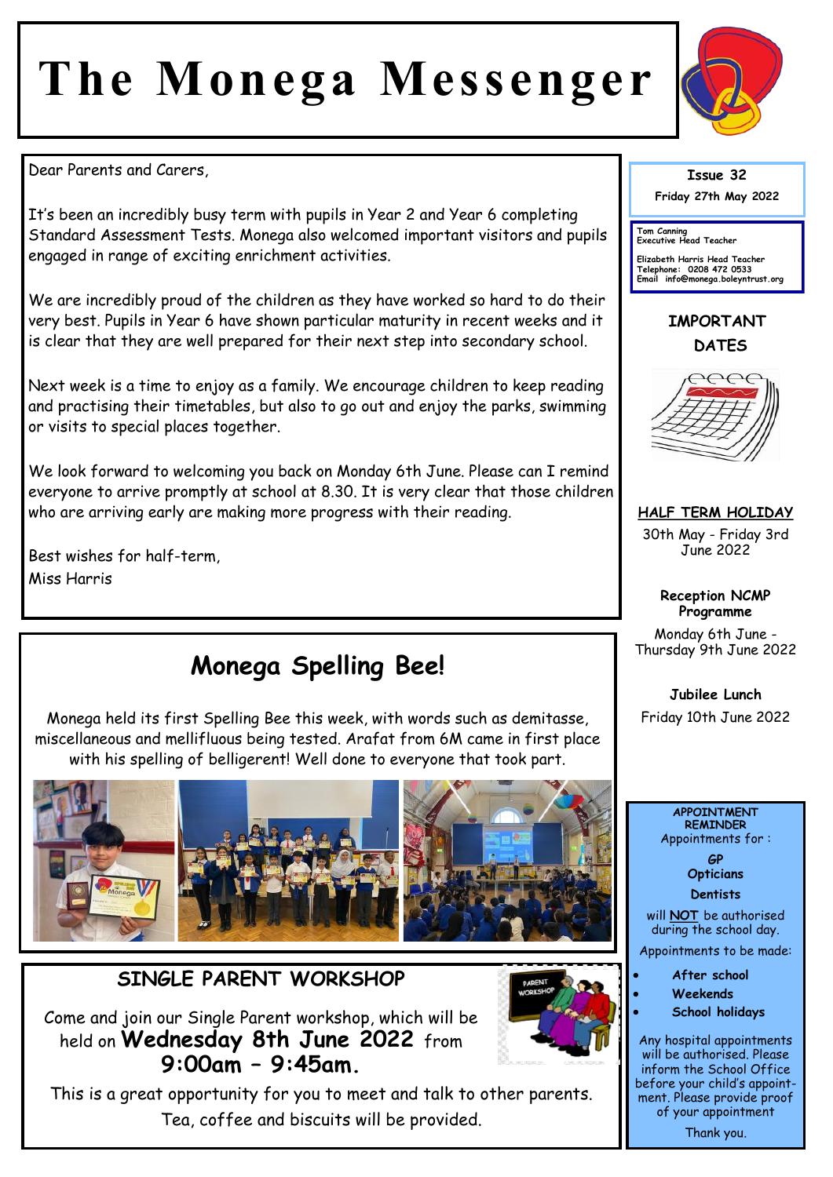# The Monega Messenger

**Issue 32**

**Friday 27th May 2022**

Tom Canning
Executive Head Teacher

Elizabeth Harris Head Teacher
Telephone: 0208 472 0533
Email info@monega.boleyntrust.org

Dear Parents and Carers,

It's been an incredibly busy term with pupils in Year 2 and Year 6 completing Standard Assessment Tests. Monega also welcomed important visitors and pupils engaged in range of exciting enrichment activities.

We are incredibly proud of the children as they have worked so hard to do their very best. Pupils in Year 6 have shown particular maturity in recent weeks and it is clear that they are well prepared for their next step into secondary school.

Next week is a time to enjoy as a family. We encourage children to keep reading and practising their timetables, but also to go out and enjoy the parks, swimming or visits to special places together.

We look forward to welcoming you back on Monday 6th June. Please can I remind everyone to arrive promptly at school at 8.30. It is very clear that those children who are arriving early are making more progress with their reading.

Best wishes for half-term,
Miss Harris

## Monega Spelling Bee!

Monega held its first Spelling Bee this week, with words such as demitasse, miscellaneous and mellifluous being tested. Arafat from 6M came in first place with his spelling of belligerent! Well done to everyone that took part.

## SINGLE PARENT WORKSHOP

Come and join our Single Parent workshop, which will be held on **Wednesday 8th June 2022** from **9:00am – 9:45am.**

This is a great opportunity for you to meet and talk to other parents. Tea, coffee and biscuits will be provided.

## IMPORTANT DATES

**HALF TERM HOLIDAY**

30th May - Friday 3rd June 2022

**Reception NCMP Programme**

Monday 6th June - Thursday 9th June 2022

**Jubilee Lunch**

Friday 10th June 2022

**APPOINTMENT REMINDER**

Appointments for :

**GP**
**Opticians**
**Dentists**

will **NOT** be authorised during the school day.

Appointments to be made:

- **After school**
- **Weekends**
- **School holidays**

Any hospital appointments will be authorised. Please inform the School Office before your child's appointment. Please provide proof of your appointment

Thank you.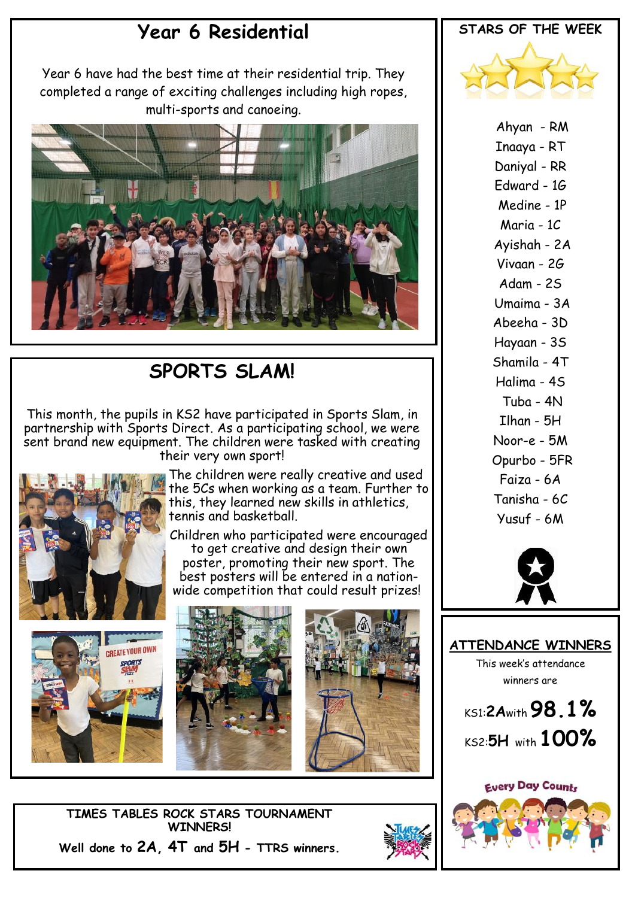## Year 6 Residential

Year 6 have had the best time at their residential trip. They completed a range of exciting challenges including high ropes, multi-sports and canoeing.

## SPORTS SLAM!

This month, the pupils in KS2 have participated in Sports Slam, in partnership with Sports Direct. As a participating school, we were sent brand new equipment. The children were tasked with creating their very own sport!

The children were really creative and used the 5Cs when working as a team. Further to this, they learned new skills in athletics, tennis and basketball.

Children who participated were encouraged to get creative and design their own poster, promoting their new sport. The best posters will be entered in a nation-wide competition that could result prizes!

**TIMES TABLES ROCK STARS TOURNAMENT WINNERS!**

**Well done to 2A, 4T and 5H - TTRS winners.**

## STARS OF THE WEEK

Ahyan - RM
Inaaya - RT
Daniyal - RR
Edward - 1G
Medine - 1P
Maria - 1C
Ayishah - 2A
Vivaan - 2G
Adam - 2S
Umaima - 3A
Abeeha - 3D
Hayaan - 3S
Shamila - 4T
Halima - 4S
Tuba - 4N
Ilhan - 5H
Noor-e - 5M
Opurbo - 5FR
Faiza - 6A
Tanisha - 6C
Yusuf - 6M

## ATTENDANCE WINNERS

This week's attendance winners are

KS1: **2A** with **98.1%**

KS2: **5H** with **100%**

Every Day Counts